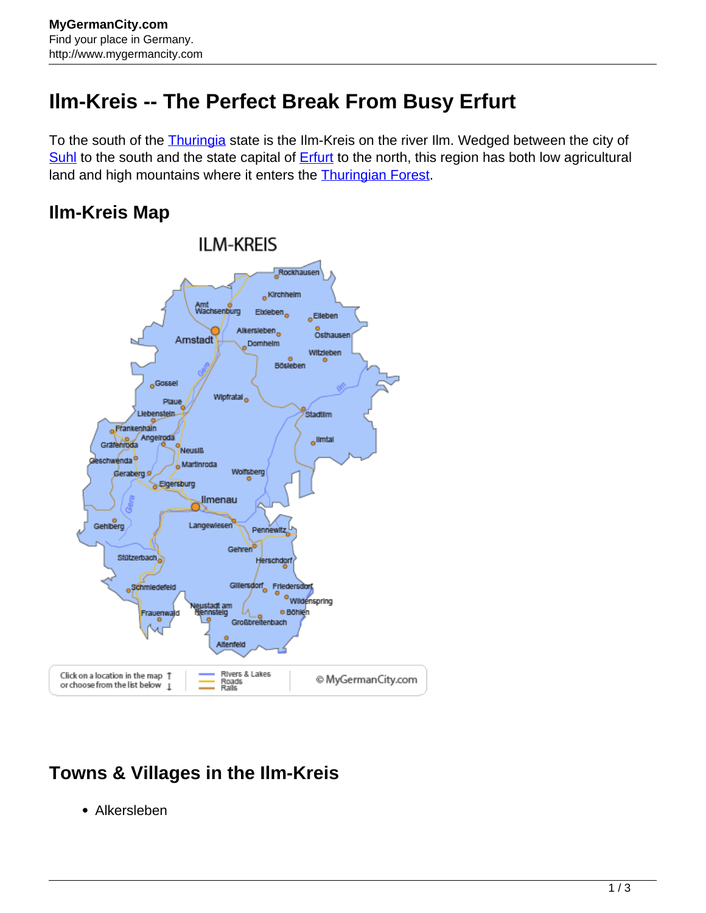MyGermanCity.com
Find your place in Germany.
http://www.mygermancity.com

# Ilm-Kreis -- The Perfect Break From Busy Erfurt

To the south of the Thuringia state is the Ilm-Kreis on the river Ilm. Wedged between the city of Suhl to the south and the state capital of Erfurt to the north, this region has both low agricultural land and high mountains where it enters the Thuringian Forest.

## Ilm-Kreis Map

## Towns & Villages in the Ilm-Kreis

- Alkersleben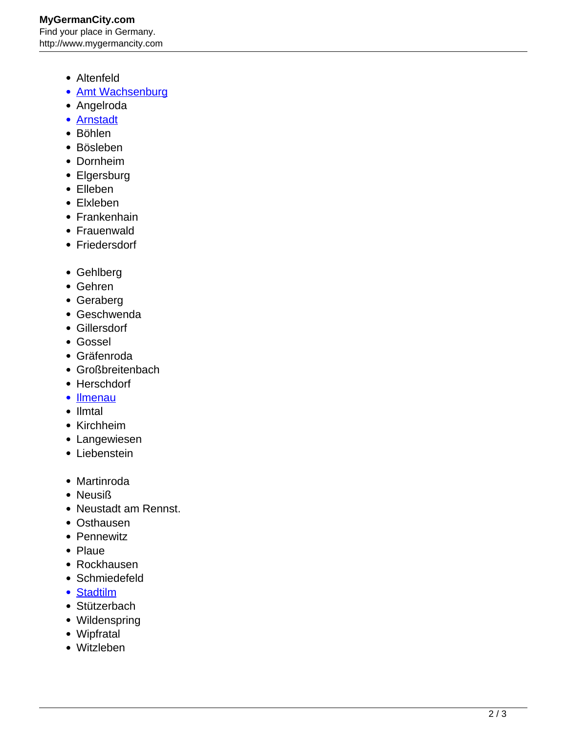- Altenfeld
- Amt Wachsenburg
- Angelroda
- Arnstadt
- Böhlen
- Bösleben
- Dornheim
- Elgersburg
- Elleben
- Elxleben
- Frankenhain
- Frauenwald
- Friedersdorf

- Gehlberg
- Gehren
- Geraberg
- Geschwenda
- Gillersdorf
- Gossel
- Gräfenroda
- Großbreitenbach
- Herschdorf
- Ilmenau
- Ilmtal
- Kirchheim
- Langewiesen
- Liebenstein

- Martinroda
- Neusiß
- Neustadt am Rennst.
- Osthausen
- Pennewitz
- Plaue
- Rockhausen
- Schmiedefeld
- Stadtilm
- Stützerbach
- Wildenspring
- Wipfratal
- Witzleben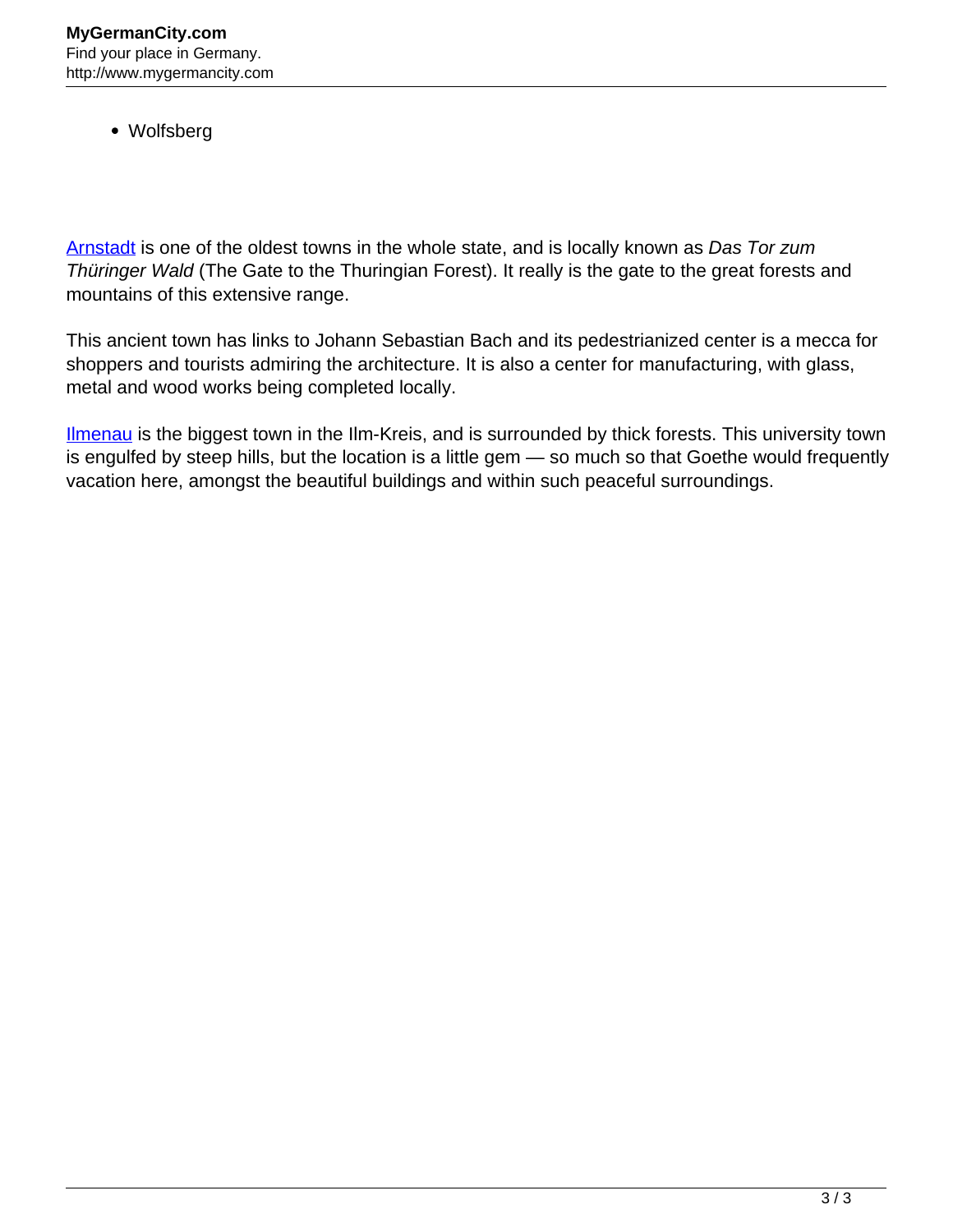- Wolfsberg

[Arnstadt](http://www.mygermancity.com/arnstadt) is one of the oldest towns in the whole state, and is locally known as *Das Tor zum Thüringer Wald* (The Gate to the Thuringian Forest). It really is the gate to the great forests and mountains of this extensive range.

This ancient town has links to Johann Sebastian Bach and its pedestrianized center is a mecca for shoppers and tourists admiring the architecture. It is also a center for manufacturing, with glass, metal and wood works being completed locally.

[Ilmenau](http://www.mygermancity.com/ilmenau) is the biggest town in the Ilm-Kreis, and is surrounded by thick forests. This university town is engulfed by steep hills, but the location is a little gem — so much so that Goethe would frequently vacation here, amongst the beautiful buildings and within such peaceful surroundings.